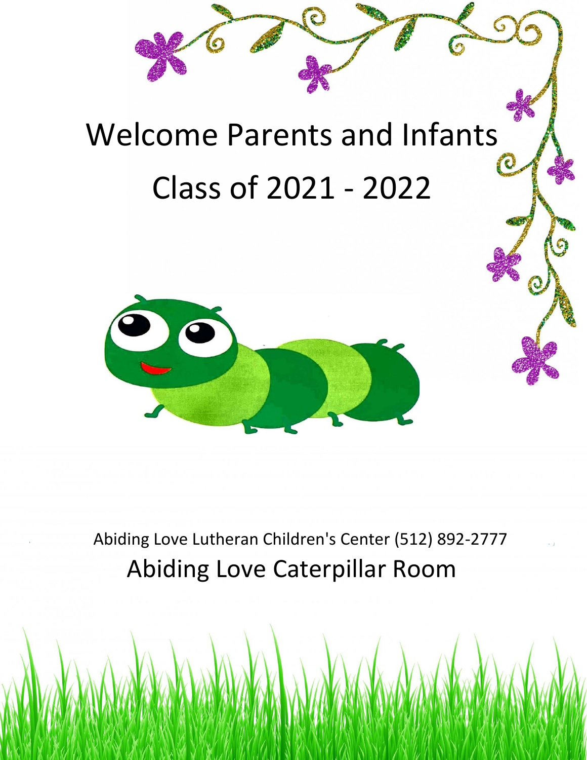# Welcome Parents and Infants

# Class of 2021 - 2022

Abiding Love Lutheran Children's Center (512) 892-2777

## Abiding Love Caterpillar Room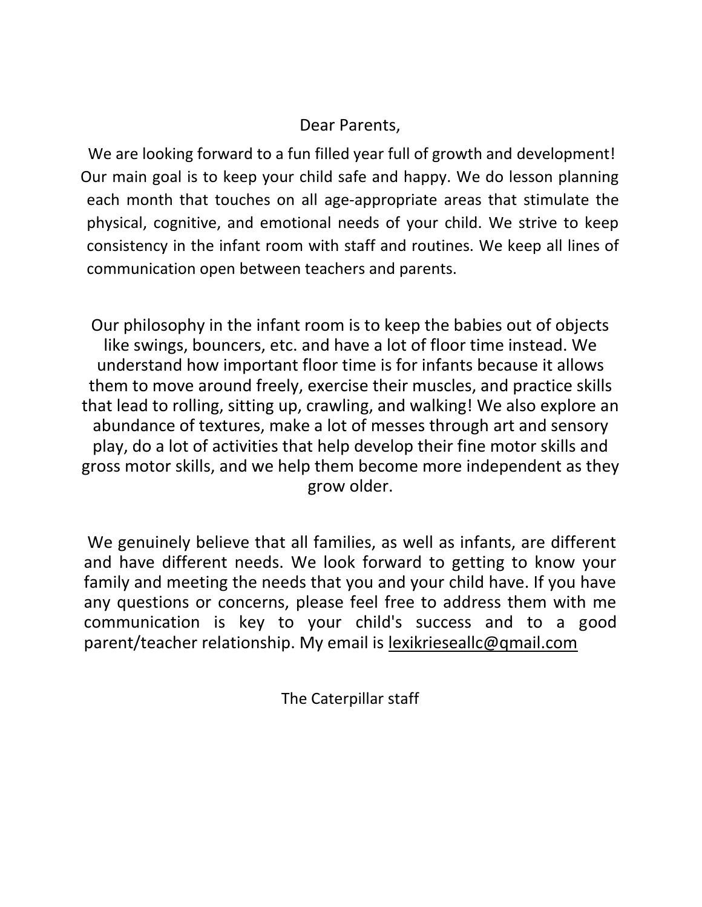Dear Parents,

We are looking forward to a fun filled year full of growth and development! Our main goal is to keep your child safe and happy. We do lesson planning each month that touches on all age-appropriate areas that stimulate the physical, cognitive, and emotional needs of your child. We strive to keep consistency in the infant room with staff and routines. We keep all lines of communication open between teachers and parents.

Our philosophy in the infant room is to keep the babies out of objects like swings, bouncers, etc. and have a lot of floor time instead. We understand how important floor time is for infants because it allows them to move around freely, exercise their muscles, and practice skills that lead to rolling, sitting up, crawling, and walking! We also explore an abundance of textures, make a lot of messes through art and sensory play, do a lot of activities that help develop their fine motor skills and gross motor skills, and we help them become more independent as they grow older.

We genuinely believe that all families, as well as infants, are different and have different needs. We look forward to getting to know your family and meeting the needs that you and your child have. If you have any questions or concerns, please feel free to address them with me communication is key to your child's success and to a good parent/teacher relationship. My email is lexikrieseallc@qmail.com

The Caterpillar staff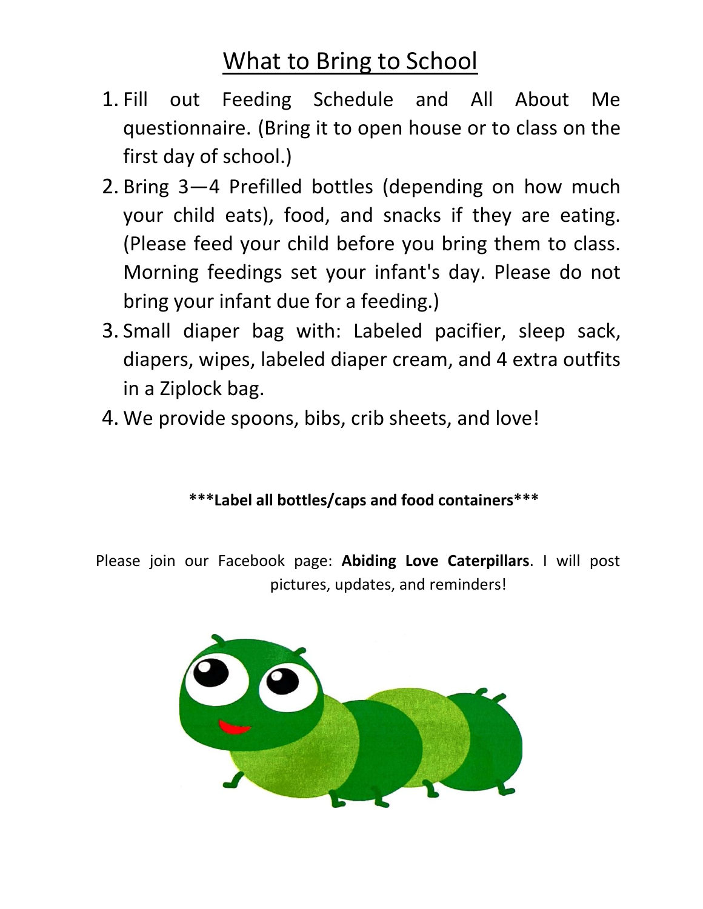# What to Bring to School

1. Fill out Feeding Schedule and All About Me questionnaire. (Bring it to open house or to class on the first day of school.)
2. Bring 3—4 Prefilled bottles (depending on how much your child eats), food, and snacks if they are eating. (Please feed your child before you bring them to class. Morning feedings set your infant's day. Please do not bring your infant due for a feeding.)
3. Small diaper bag with: Labeled pacifier, sleep sack, diapers, wipes, labeled diaper cream, and 4 extra outfits in a Ziplock bag.
4. We provide spoons, bibs, crib sheets, and love!

**\*\*\*Label all bottles/caps and food containers\*\*\***

Please join our Facebook page: **Abiding Love Caterpillars**. I will post pictures, updates, and reminders!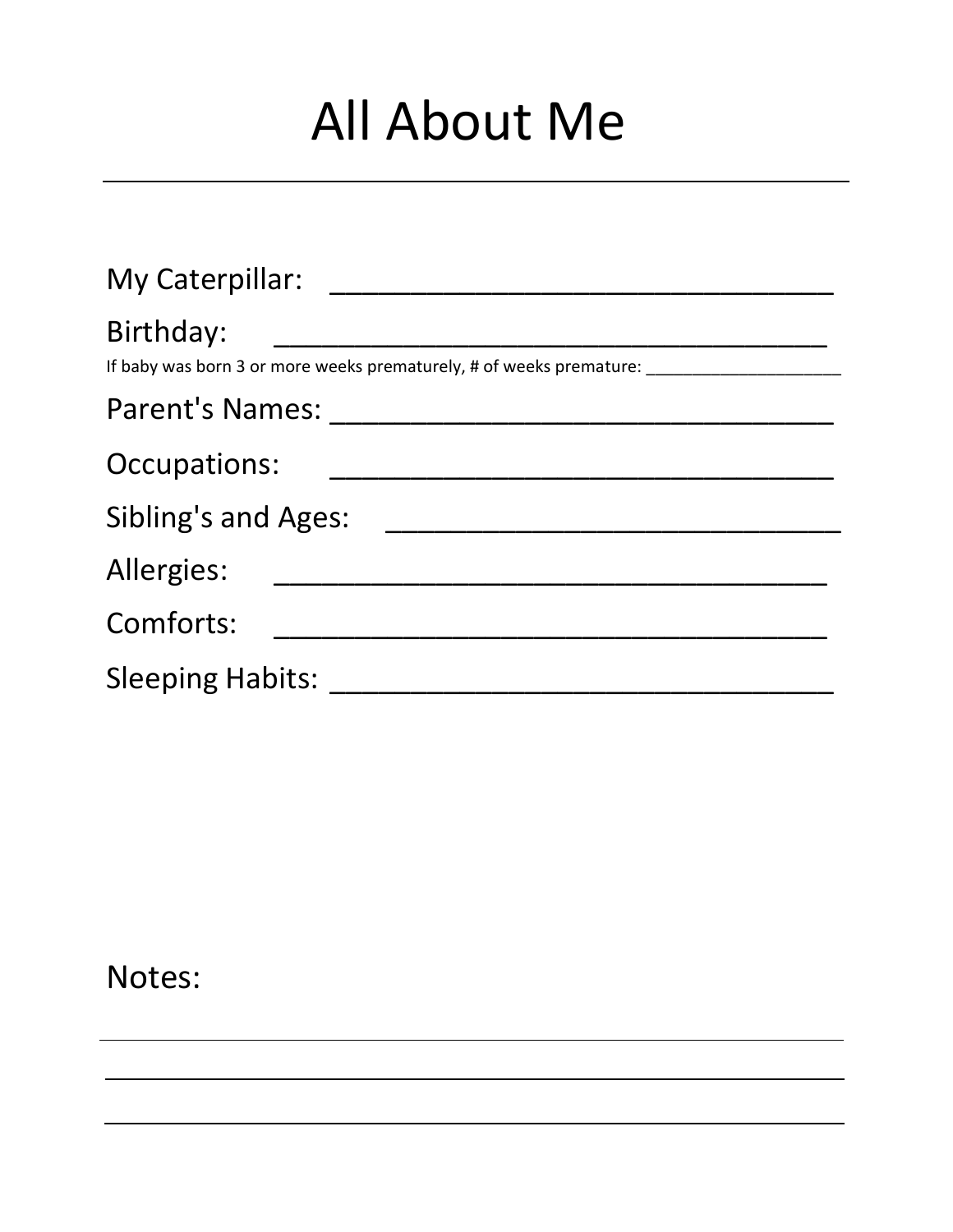# All About Me

---

My Caterpillar: ________________________________

Birthday: ____________________________________

If baby was born 3 or more weeks prematurely, # of weeks premature: ______________________

Parent's Names: ________________________________

Occupations: ________________________________

Sibling's and Ages: _____________________________

Allergies: ____________________________________

Comforts: ____________________________________

Sleeping Habits: ________________________________

Notes:

---

---

---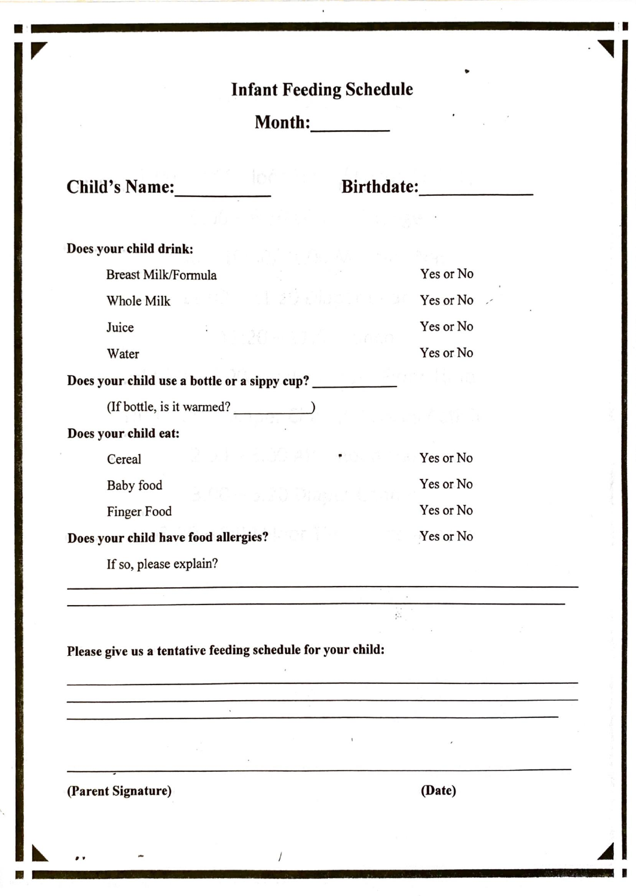# Infant Feeding Schedule

## Month:________

**Child's Name:**__________ **Birthdate:**____________

**Does your child drink:**

| | |
|---|---|
| Breast Milk/Formula | Yes or No |
| Whole Milk | Yes or No |
| Juice | Yes or No |
| Water | Yes or No |

**Does your child use a bottle or a sippy cup?** ___________

(If bottle, is it warmed? __________)

**Does your child eat:**

| | |
|---|---|
| Cereal | Yes or No |
| Baby food | Yes or No |
| Finger Food | Yes or No |

**Does your child have food allergies?** Yes or No

If so, please explain?

_______________________________________________________________

_______________________________________________________________

**Please give us a tentative feeding schedule for your child:**

_______________________________________________________________

_______________________________________________________________

_______________________________________________________________

_______________________________________________________________

**(Parent Signature)** **(Date)**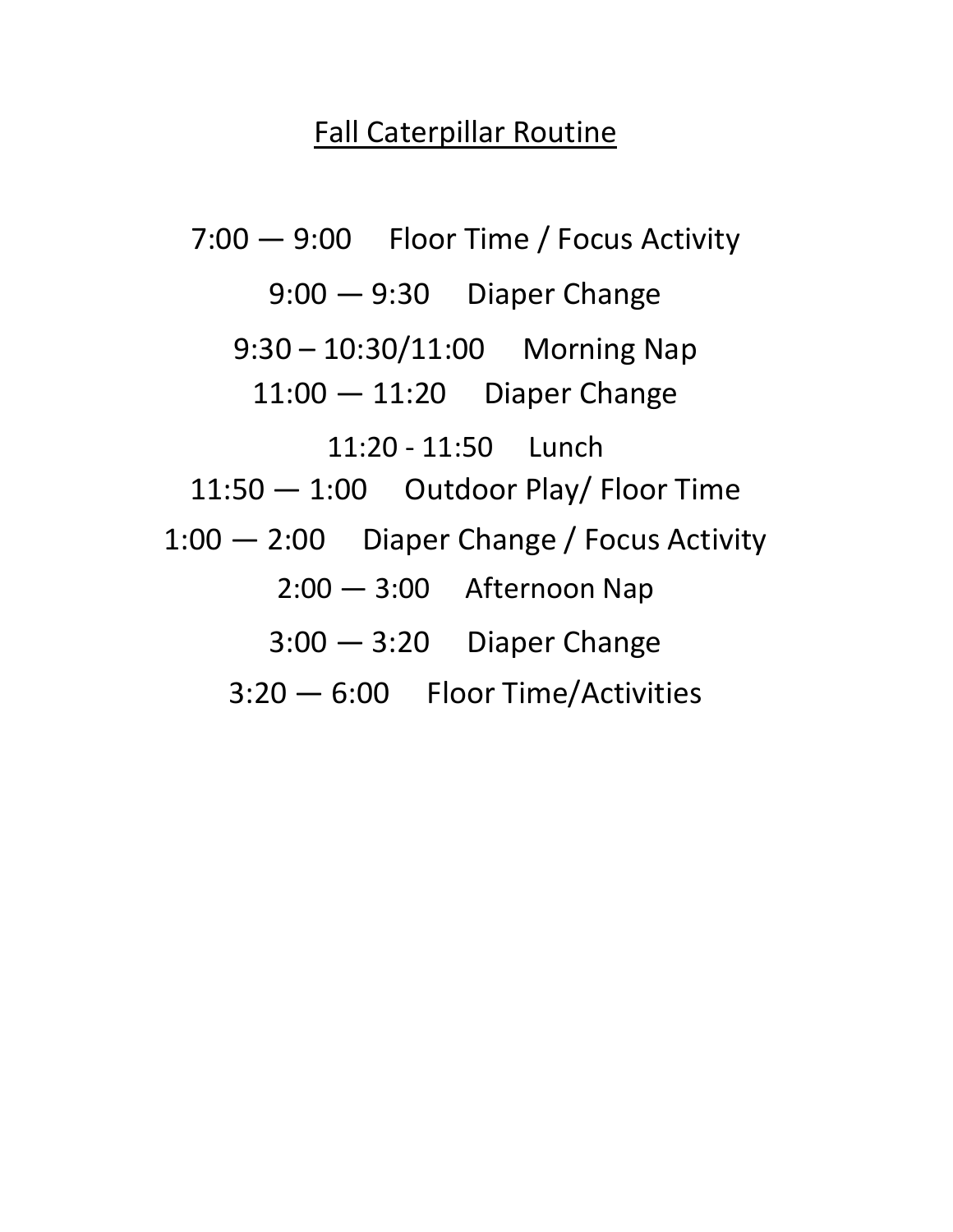# Fall Caterpillar Routine

7:00 — 9:00 Floor Time / Focus Activity

9:00 — 9:30 Diaper Change

9:30 – 10:30/11:00 Morning Nap

11:00 — 11:20 Diaper Change

11:20 - 11:50 Lunch

11:50 — 1:00 Outdoor Play/ Floor Time

1:00 — 2:00 Diaper Change / Focus Activity

2:00 — 3:00 Afternoon Nap

3:00 — 3:20 Diaper Change

3:20 — 6:00 Floor Time/Activities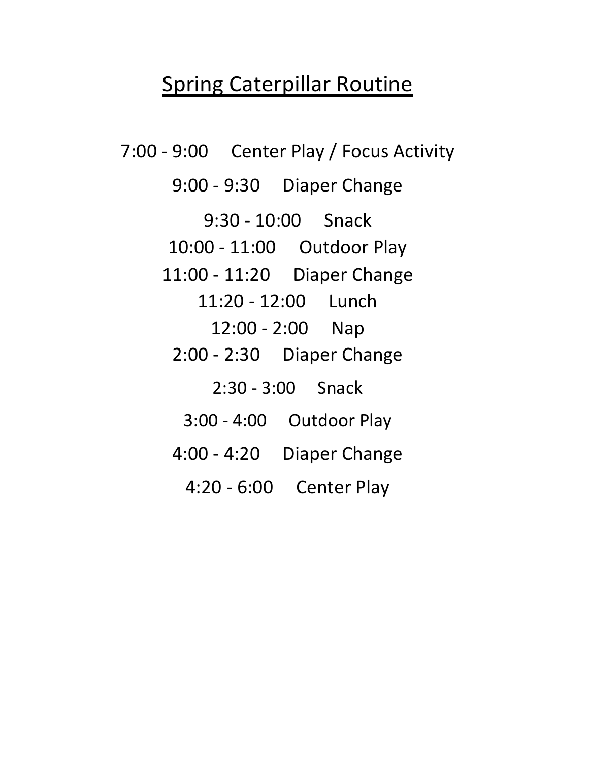# Spring Caterpillar Routine

7:00 - 9:00 Center Play / Focus Activity

9:00 - 9:30 Diaper Change

9:30 - 10:00 Snack

10:00 - 11:00 Outdoor Play

11:00 - 11:20 Diaper Change

11:20 - 12:00 Lunch

12:00 - 2:00 Nap

2:00 - 2:30 Diaper Change

2:30 - 3:00 Snack

3:00 - 4:00 Outdoor Play

4:00 - 4:20 Diaper Change

4:20 - 6:00 Center Play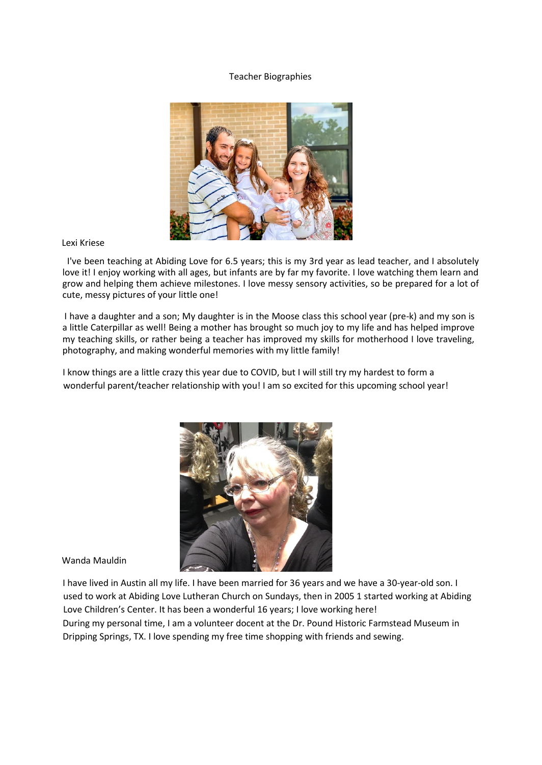# Teacher Biographies

## Lexi Kriese

I've been teaching at Abiding Love for 6.5 years; this is my 3rd year as lead teacher, and I absolutely love it! I enjoy working with all ages, but infants are by far my favorite. I love watching them learn and grow and helping them achieve milestones. I love messy sensory activities, so be prepared for a lot of cute, messy pictures of your little one!

I have a daughter and a son; My daughter is in the Moose class this school year (pre-k) and my son is a little Caterpillar as well! Being a mother has brought so much joy to my life and has helped improve my teaching skills, or rather being a teacher has improved my skills for motherhood I love traveling, photography, and making wonderful memories with my little family!

I know things are a little crazy this year due to COVID, but I will still try my hardest to form a wonderful parent/teacher relationship with you! I am so excited for this upcoming school year!

## Wanda Mauldin

I have lived in Austin all my life. I have been married for 36 years and we have a 30-year-old son. I used to work at Abiding Love Lutheran Church on Sundays, then in 2005 1 started working at Abiding Love Children's Center. It has been a wonderful 16 years; I love working here!
During my personal time, I am a volunteer docent at the Dr. Pound Historic Farmstead Museum in Dripping Springs, TX. I love spending my free time shopping with friends and sewing.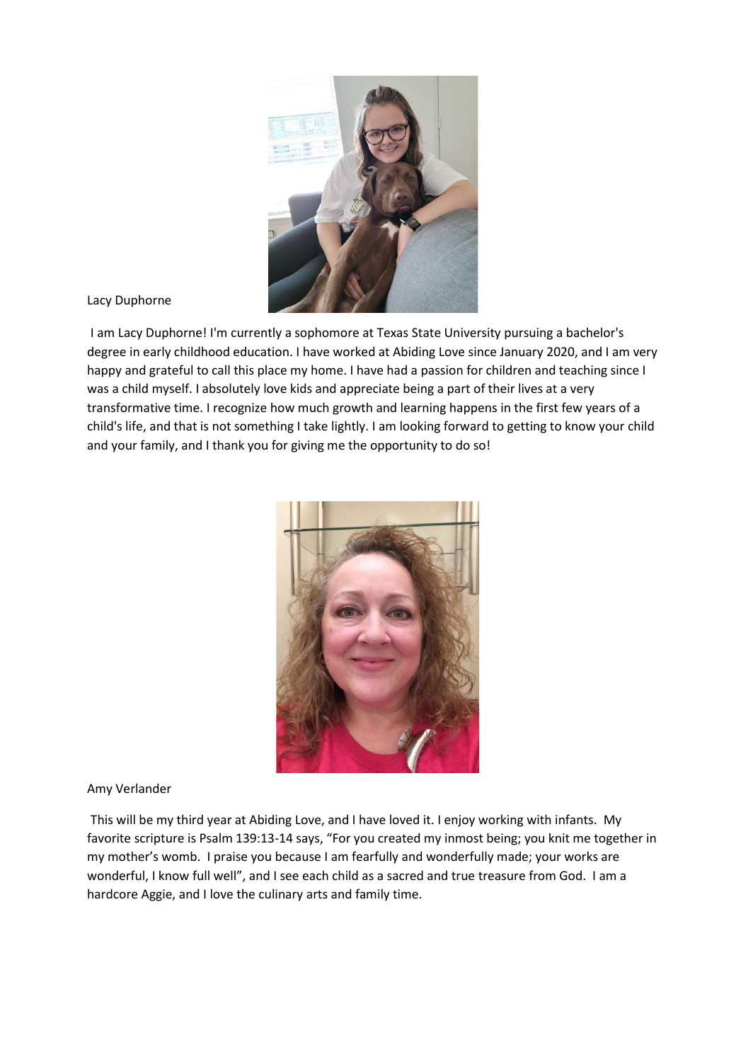Lacy Duphorne

I am Lacy Duphorne! I'm currently a sophomore at Texas State University pursuing a bachelor's degree in early childhood education. I have worked at Abiding Love since January 2020, and I am very happy and grateful to call this place my home. I have had a passion for children and teaching since I was a child myself. I absolutely love kids and appreciate being a part of their lives at a very transformative time. I recognize how much growth and learning happens in the first few years of a child's life, and that is not something I take lightly. I am looking forward to getting to know your child and your family, and I thank you for giving me the opportunity to do so!

Amy Verlander

This will be my third year at Abiding Love, and I have loved it. I enjoy working with infants. My favorite scripture is Psalm 139:13-14 says, "For you created my inmost being; you knit me together in my mother's womb. I praise you because I am fearfully and wonderfully made; your works are wonderful, I know full well", and I see each child as a sacred and true treasure from God. I am a hardcore Aggie, and I love the culinary arts and family time.